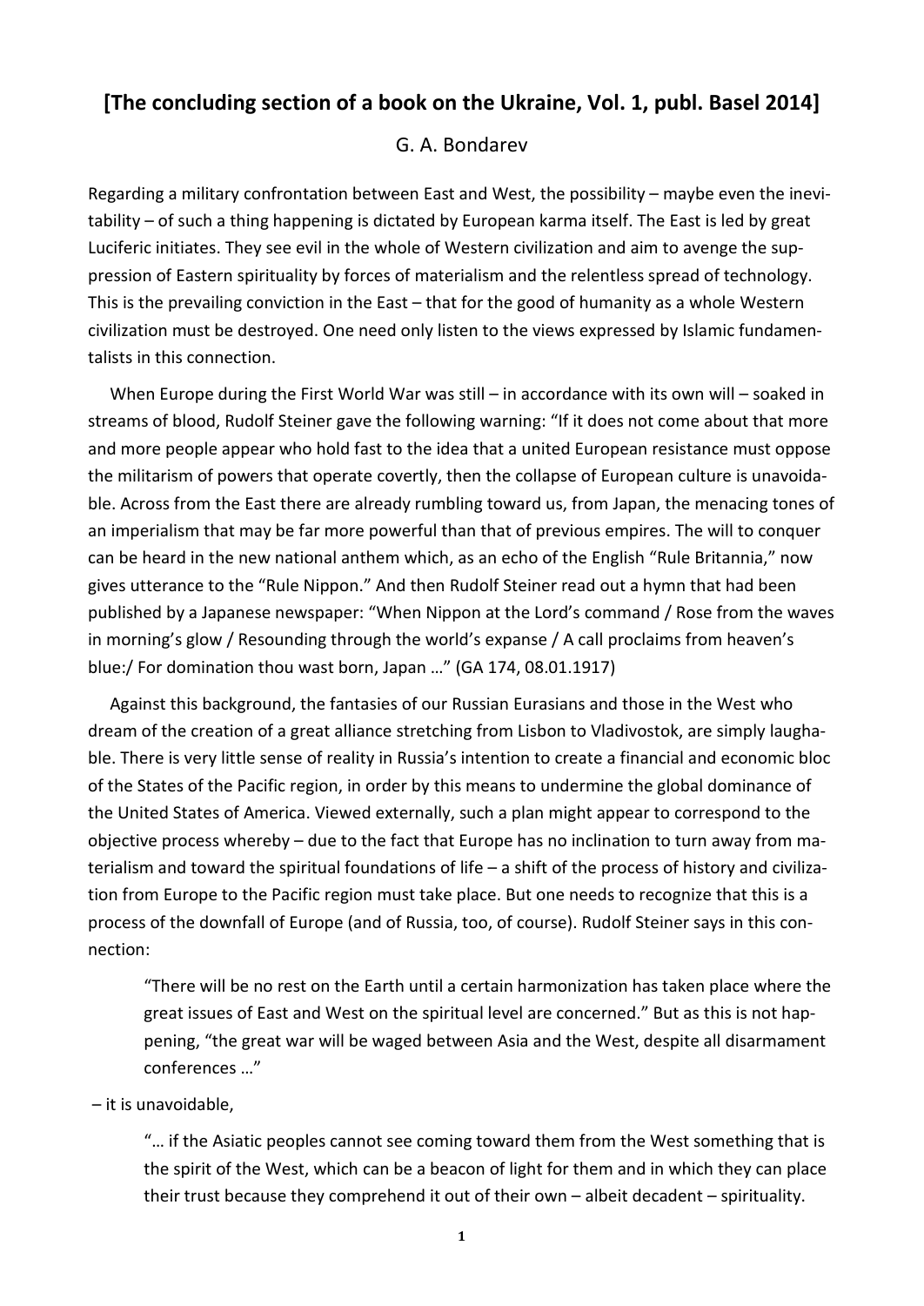# [The concluding section of a book on the Ukraine, Vol. 1, publ. Basel 2014]

G. A. Bondarev

Regarding a military confrontation between East and West, the possibility – maybe even the inevitability – of such a thing happening is dictated by European karma itself. The East is led by great Luciferic initiates. They see evil in the whole of Western civilization and aim to avenge the suppression of Eastern spirituality by forces of materialism and the relentless spread of technology. This is the prevailing conviction in the East – that for the good of humanity as a whole Western civilization must be destroyed. One need only listen to the views expressed by Islamic fundamentalists in this connection.

When Europe during the First World War was still – in accordance with its own will – soaked in streams of blood, Rudolf Steiner gave the following warning: "If it does not come about that more and more people appear who hold fast to the idea that a united European resistance must oppose the militarism of powers that operate covertly, then the collapse of European culture is unavoidable. Across from the East there are already rumbling toward us, from Japan, the menacing tones of an imperialism that may be far more powerful than that of previous empires. The will to conquer can be heard in the new national anthem which, as an echo of the English "Rule Britannia," now gives utterance to the "Rule Nippon." And then Rudolf Steiner read out a hymn that had been published by a Japanese newspaper: "When Nippon at the Lord's command / Rose from the waves in morning's glow / Resounding through the world's expanse / A call proclaims from heaven's blue:/ For domination thou wast born, Japan …" (GA 174, 08.01.1917)

Against this background, the fantasies of our Russian Eurasians and those in the West who dream of the creation of a great alliance stretching from Lisbon to Vladivostok, are simply laughable. There is very little sense of reality in Russia's intention to create a financial and economic bloc of the States of the Pacific region, in order by this means to undermine the global dominance of the United States of America. Viewed externally, such a plan might appear to correspond to the objective process whereby – due to the fact that Europe has no inclination to turn away from materialism and toward the spiritual foundations of life – a shift of the process of history and civilization from Europe to the Pacific region must take place. But one needs to recognize that this is a process of the downfall of Europe (and of Russia, too, of course). Rudolf Steiner says in this connection:

> "There will be no rest on the Earth until a certain harmonization has taken place where the great issues of East and West on the spiritual level are concerned." But as this is not happening, "the great war will be waged between Asia and the West, despite all disarmament conferences …"

– it is unavoidable,

> "… if the Asiatic peoples cannot see coming toward them from the West something that is the spirit of the West, which can be a beacon of light for them and in which they can place their trust because they comprehend it out of their own – albeit decadent – spirituality.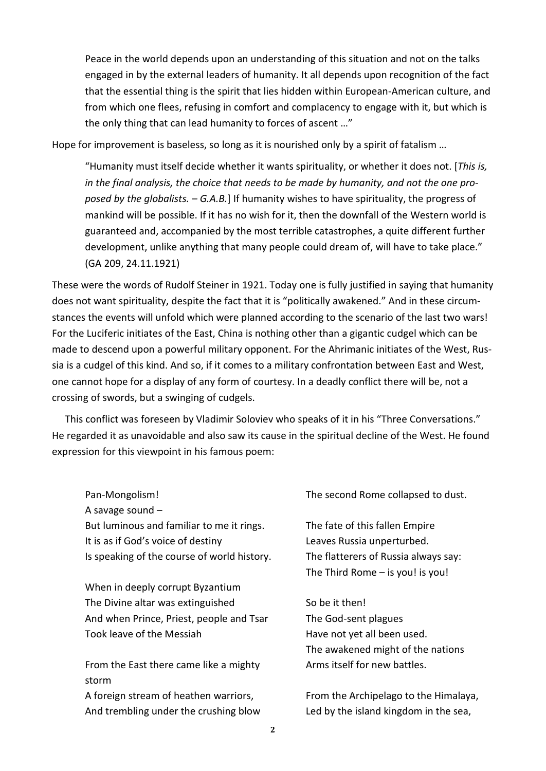> Peace in the world depends upon an understanding of this situation and not on the talks engaged in by the external leaders of humanity. It all depends upon recognition of the fact that the essential thing is the spirit that lies hidden within European-American culture, and from which one flees, refusing in comfort and complacency to engage with it, but which is the only thing that can lead humanity to forces of ascent …"

Hope for improvement is baseless, so long as it is nourished only by a spirit of fatalism …

> "Humanity must itself decide whether it wants spirituality, or whether it does not. [*This is, in the final analysis, the choice that needs to be made by humanity, and not the one proposed by the globalists. – G.A.B.*] If humanity wishes to have spirituality, the progress of mankind will be possible. If it has no wish for it, then the downfall of the Western world is guaranteed and, accompanied by the most terrible catastrophes, a quite different further development, unlike anything that many people could dream of, will have to take place." (GA 209, 24.11.1921)

These were the words of Rudolf Steiner in 1921. Today one is fully justified in saying that humanity does not want spirituality, despite the fact that it is "politically awakened." And in these circumstances the events will unfold which were planned according to the scenario of the last two wars! For the Luciferic initiates of the East, China is nothing other than a gigantic cudgel which can be made to descend upon a powerful military opponent. For the Ahrimanic initiates of the West, Russia is a cudgel of this kind. And so, if it comes to a military confrontation between East and West, one cannot hope for a display of any form of courtesy. In a deadly conflict there will be, not a crossing of swords, but a swinging of cudgels.

This conflict was foreseen by Vladimir Soloviev who speaks of it in his "Three Conversations." He regarded it as unavoidable and also saw its cause in the spiritual decline of the West. He found expression for this viewpoint in his famous poem:

> Pan-Mongolism!
> A savage sound –
> But luminous and familiar to me it rings.
> It is as if God's voice of destiny
> Is speaking of the course of world history.
>
> When in deeply corrupt Byzantium
> The Divine altar was extinguished
> And when Prince, Priest, people and Tsar
> Took leave of the Messiah
>
> From the East there came like a mighty storm
> A foreign stream of heathen warriors,
> And trembling under the crushing blow
> The second Rome collapsed to dust.
>
> The fate of this fallen Empire
> Leaves Russia unperturbed.
> The flatterers of Russia always say:
> The Third Rome – is you! is you!
>
> So be it then!
> The God-sent plagues
> Have not yet all been used.
> The awakened might of the nations
> Arms itself for new battles.
>
> From the Archipelago to the Himalaya,
> Led by the island kingdom in the sea,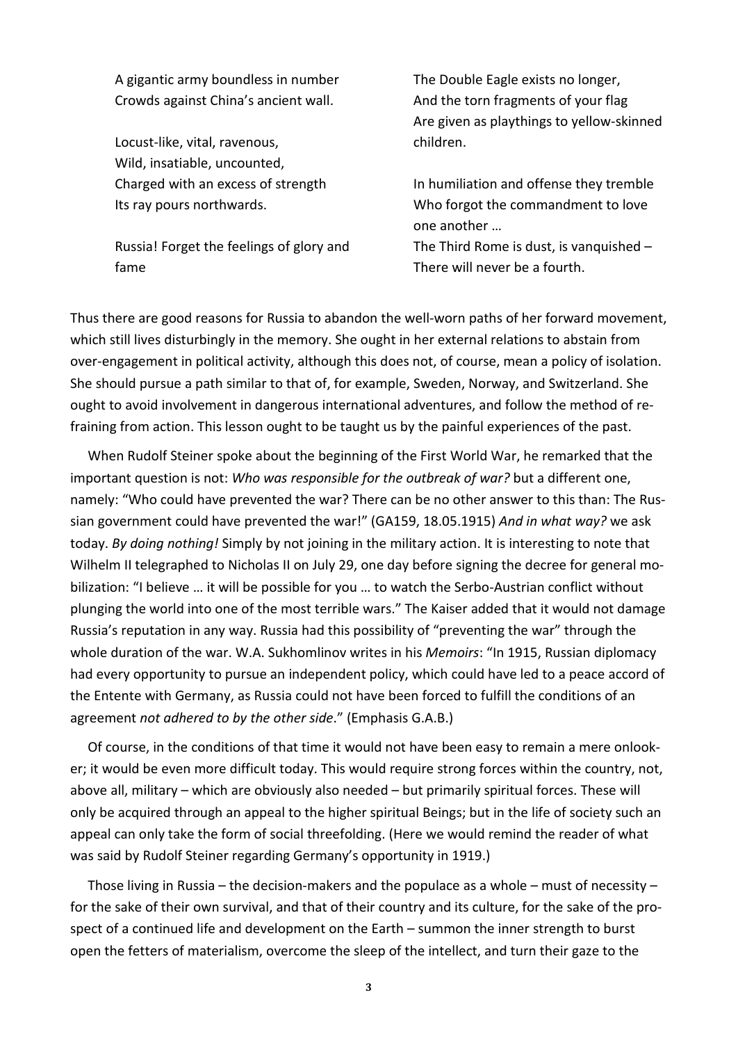A gigantic army boundless in number
Crowds against China's ancient wall.

Locust-like, vital, ravenous,
Wild, insatiable, uncounted,
Charged with an excess of strength
Its ray pours northwards.

Russia! Forget the feelings of glory and fame

The Double Eagle exists no longer,
And the torn fragments of your flag
Are given as playthings to yellow-skinned children.

In humiliation and offense they tremble
Who forgot the commandment to love one another …
The Third Rome is dust, is vanquished –
There will never be a fourth.

Thus there are good reasons for Russia to abandon the well-worn paths of her forward movement, which still lives disturbingly in the memory. She ought in her external relations to abstain from over-engagement in political activity, although this does not, of course, mean a policy of isolation. She should pursue a path similar to that of, for example, Sweden, Norway, and Switzerland. She ought to avoid involvement in dangerous international adventures, and follow the method of refraining from action. This lesson ought to be taught us by the painful experiences of the past.

When Rudolf Steiner spoke about the beginning of the First World War, he remarked that the important question is not: *Who was responsible for the outbreak of war?* but a different one, namely: "Who could have prevented the war? There can be no other answer to this than: The Russian government could have prevented the war!" (GA159, 18.05.1915) *And in what way?* we ask today. *By doing nothing!* Simply by not joining in the military action. It is interesting to note that Wilhelm II telegraphed to Nicholas II on July 29, one day before signing the decree for general mobilization: "I believe … it will be possible for you … to watch the Serbo-Austrian conflict without plunging the world into one of the most terrible wars." The Kaiser added that it would not damage Russia's reputation in any way. Russia had this possibility of "preventing the war" through the whole duration of the war. W.A. Sukhomlinov writes in his *Memoirs*: "In 1915, Russian diplomacy had every opportunity to pursue an independent policy, which could have led to a peace accord of the Entente with Germany, as Russia could not have been forced to fulfill the conditions of an agreement *not adhered to by the other side*." (Emphasis G.A.B.)

Of course, in the conditions of that time it would not have been easy to remain a mere onlooker; it would be even more difficult today. This would require strong forces within the country, not, above all, military – which are obviously also needed – but primarily spiritual forces. These will only be acquired through an appeal to the higher spiritual Beings; but in the life of society such an appeal can only take the form of social threefolding. (Here we would remind the reader of what was said by Rudolf Steiner regarding Germany's opportunity in 1919.)

Those living in Russia – the decision-makers and the populace as a whole – must of necessity – for the sake of their own survival, and that of their country and its culture, for the sake of the prospect of a continued life and development on the Earth – summon the inner strength to burst open the fetters of materialism, overcome the sleep of the intellect, and turn their gaze to the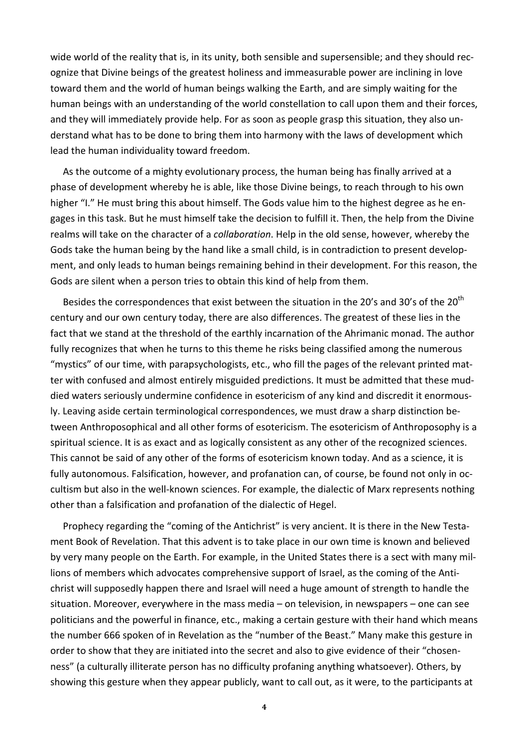wide world of the reality that is, in its unity, both sensible and supersensible; and they should recognize that Divine beings of the greatest holiness and immeasurable power are inclining in love toward them and the world of human beings walking the Earth, and are simply waiting for the human beings with an understanding of the world constellation to call upon them and their forces, and they will immediately provide help. For as soon as people grasp this situation, they also understand what has to be done to bring them into harmony with the laws of development which lead the human individuality toward freedom.

As the outcome of a mighty evolutionary process, the human being has finally arrived at a phase of development whereby he is able, like those Divine beings, to reach through to his own higher "I." He must bring this about himself. The Gods value him to the highest degree as he engages in this task. But he must himself take the decision to fulfill it. Then, the help from the Divine realms will take on the character of a *collaboration*. Help in the old sense, however, whereby the Gods take the human being by the hand like a small child, is in contradiction to present development, and only leads to human beings remaining behind in their development. For this reason, the Gods are silent when a person tries to obtain this kind of help from them.

Besides the correspondences that exist between the situation in the 20's and 30's of the 20th century and our own century today, there are also differences. The greatest of these lies in the fact that we stand at the threshold of the earthly incarnation of the Ahrimanic monad. The author fully recognizes that when he turns to this theme he risks being classified among the numerous "mystics" of our time, with parapsychologists, etc., who fill the pages of the relevant printed matter with confused and almost entirely misguided predictions. It must be admitted that these muddied waters seriously undermine confidence in esotericism of any kind and discredit it enormously. Leaving aside certain terminological correspondences, we must draw a sharp distinction between Anthroposophical and all other forms of esotericism. The esotericism of Anthroposophy is a spiritual science. It is as exact and as logically consistent as any other of the recognized sciences. This cannot be said of any other of the forms of esotericism known today. And as a science, it is fully autonomous. Falsification, however, and profanation can, of course, be found not only in occultism but also in the well-known sciences. For example, the dialectic of Marx represents nothing other than a falsification and profanation of the dialectic of Hegel.

Prophecy regarding the "coming of the Antichrist" is very ancient. It is there in the New Testament Book of Revelation. That this advent is to take place in our own time is known and believed by very many people on the Earth. For example, in the United States there is a sect with many millions of members which advocates comprehensive support of Israel, as the coming of the Antichrist will supposedly happen there and Israel will need a huge amount of strength to handle the situation. Moreover, everywhere in the mass media – on television, in newspapers – one can see politicians and the powerful in finance, etc., making a certain gesture with their hand which means the number 666 spoken of in Revelation as the "number of the Beast." Many make this gesture in order to show that they are initiated into the secret and also to give evidence of their "chosenness" (a culturally illiterate person has no difficulty profaning anything whatsoever). Others, by showing this gesture when they appear publicly, want to call out, as it were, to the participants at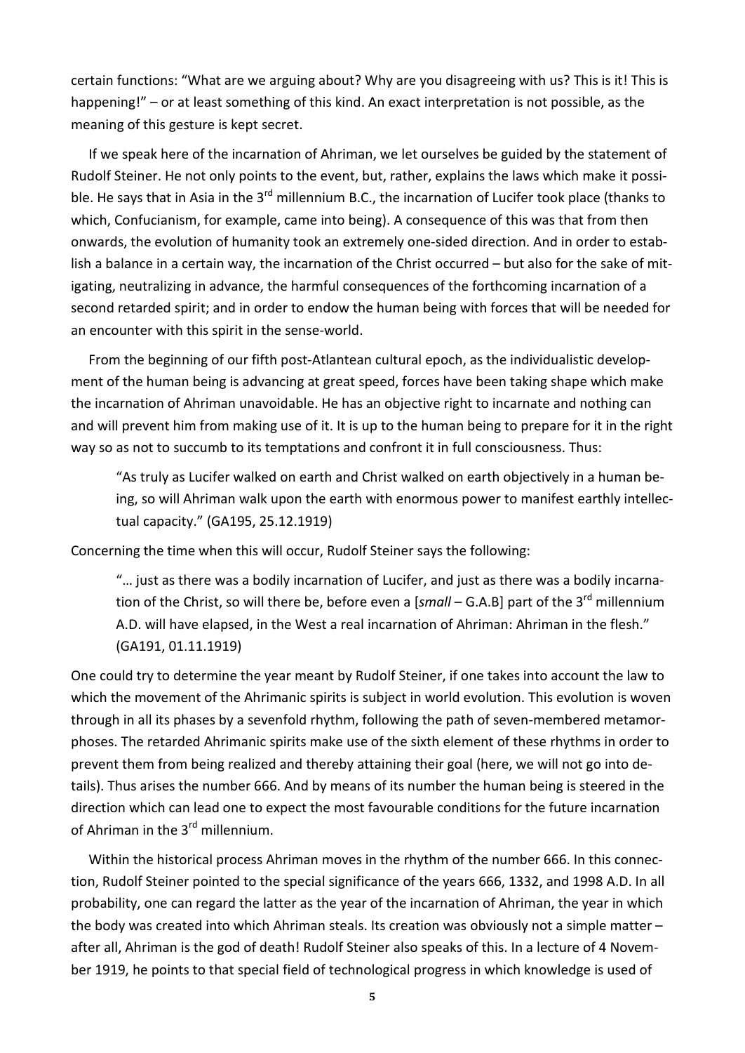certain functions: "What are we arguing about? Why are you disagreeing with us? This is it! This is happening!" – or at least something of this kind. An exact interpretation is not possible, as the meaning of this gesture is kept secret.

If we speak here of the incarnation of Ahriman, we let ourselves be guided by the statement of Rudolf Steiner. He not only points to the event, but, rather, explains the laws which make it possible. He says that in Asia in the 3rd millennium B.C., the incarnation of Lucifer took place (thanks to which, Confucianism, for example, came into being). A consequence of this was that from then onwards, the evolution of humanity took an extremely one-sided direction. And in order to establish a balance in a certain way, the incarnation of the Christ occurred – but also for the sake of mitigating, neutralizing in advance, the harmful consequences of the forthcoming incarnation of a second retarded spirit; and in order to endow the human being with forces that will be needed for an encounter with this spirit in the sense-world.

From the beginning of our fifth post-Atlantean cultural epoch, as the individualistic development of the human being is advancing at great speed, forces have been taking shape which make the incarnation of Ahriman unavoidable. He has an objective right to incarnate and nothing can and will prevent him from making use of it. It is up to the human being to prepare for it in the right way so as not to succumb to its temptations and confront it in full consciousness. Thus:

> "As truly as Lucifer walked on earth and Christ walked on earth objectively in a human being, so will Ahriman walk upon the earth with enormous power to manifest earthly intellectual capacity." (GA195, 25.12.1919)

Concerning the time when this will occur, Rudolf Steiner says the following:

> "… just as there was a bodily incarnation of Lucifer, and just as there was a bodily incarnation of the Christ, so will there be, before even a [*small* – G.A.B] part of the 3rd millennium A.D. will have elapsed, in the West a real incarnation of Ahriman: Ahriman in the flesh." (GA191, 01.11.1919)

One could try to determine the year meant by Rudolf Steiner, if one takes into account the law to which the movement of the Ahrimanic spirits is subject in world evolution. This evolution is woven through in all its phases by a sevenfold rhythm, following the path of seven-membered metamorphoses. The retarded Ahrimanic spirits make use of the sixth element of these rhythms in order to prevent them from being realized and thereby attaining their goal (here, we will not go into details). Thus arises the number 666. And by means of its number the human being is steered in the direction which can lead one to expect the most favourable conditions for the future incarnation of Ahriman in the 3rd millennium.

Within the historical process Ahriman moves in the rhythm of the number 666. In this connection, Rudolf Steiner pointed to the special significance of the years 666, 1332, and 1998 A.D. In all probability, one can regard the latter as the year of the incarnation of Ahriman, the year in which the body was created into which Ahriman steals. Its creation was obviously not a simple matter – after all, Ahriman is the god of death! Rudolf Steiner also speaks of this. In a lecture of 4 November 1919, he points to that special field of technological progress in which knowledge is used of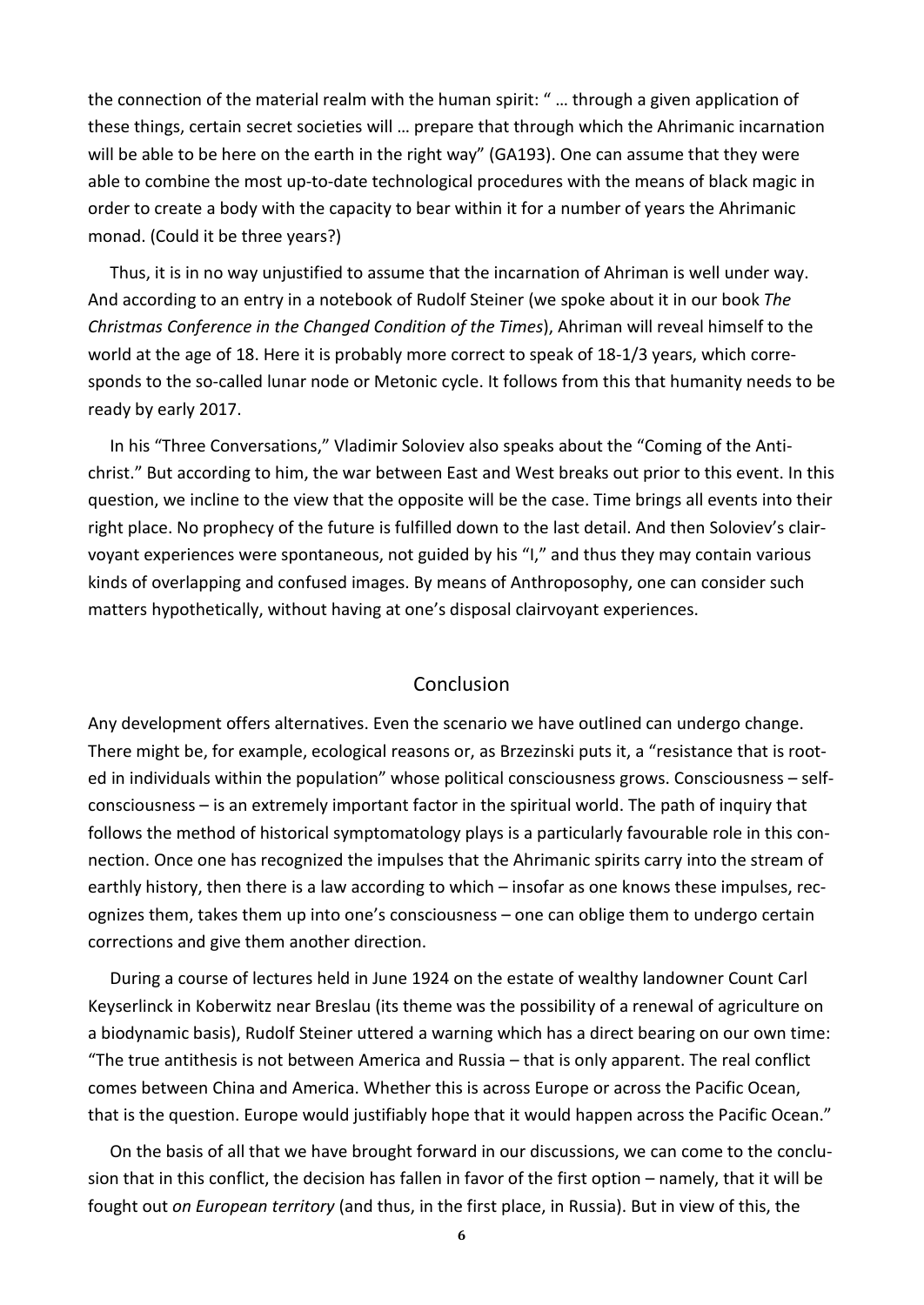the connection of the material realm with the human spirit: " … through a given application of these things, certain secret societies will … prepare that through which the Ahrimanic incarnation will be able to be here on the earth in the right way" (GA193). One can assume that they were able to combine the most up-to-date technological procedures with the means of black magic in order to create a body with the capacity to bear within it for a number of years the Ahrimanic monad. (Could it be three years?)

Thus, it is in no way unjustified to assume that the incarnation of Ahriman is well under way. And according to an entry in a notebook of Rudolf Steiner (we spoke about it in our book *The Christmas Conference in the Changed Condition of the Times*), Ahriman will reveal himself to the world at the age of 18. Here it is probably more correct to speak of 18-1/3 years, which corresponds to the so-called lunar node or Metonic cycle. It follows from this that humanity needs to be ready by early 2017.

In his "Three Conversations," Vladimir Soloviev also speaks about the "Coming of the Antichrist." But according to him, the war between East and West breaks out prior to this event. In this question, we incline to the view that the opposite will be the case. Time brings all events into their right place. No prophecy of the future is fulfilled down to the last detail. And then Soloviev's clairvoyant experiences were spontaneous, not guided by his "I," and thus they may contain various kinds of overlapping and confused images. By means of Anthroposophy, one can consider such matters hypothetically, without having at one's disposal clairvoyant experiences.

## Conclusion

Any development offers alternatives. Even the scenario we have outlined can undergo change. There might be, for example, ecological reasons or, as Brzezinski puts it, a "resistance that is rooted in individuals within the population" whose political consciousness grows. Consciousness – self-consciousness – is an extremely important factor in the spiritual world. The path of inquiry that follows the method of historical symptomatology plays is a particularly favourable role in this connection. Once one has recognized the impulses that the Ahrimanic spirits carry into the stream of earthly history, then there is a law according to which – insofar as one knows these impulses, recognizes them, takes them up into one's consciousness – one can oblige them to undergo certain corrections and give them another direction.

During a course of lectures held in June 1924 on the estate of wealthy landowner Count Carl Keyserlinck in Koberwitz near Breslau (its theme was the possibility of a renewal of agriculture on a biodynamic basis), Rudolf Steiner uttered a warning which has a direct bearing on our own time: "The true antithesis is not between America and Russia – that is only apparent. The real conflict comes between China and America. Whether this is across Europe or across the Pacific Ocean, that is the question. Europe would justifiably hope that it would happen across the Pacific Ocean."

On the basis of all that we have brought forward in our discussions, we can come to the conclusion that in this conflict, the decision has fallen in favor of the first option – namely, that it will be fought out *on European territory* (and thus, in the first place, in Russia). But in view of this, the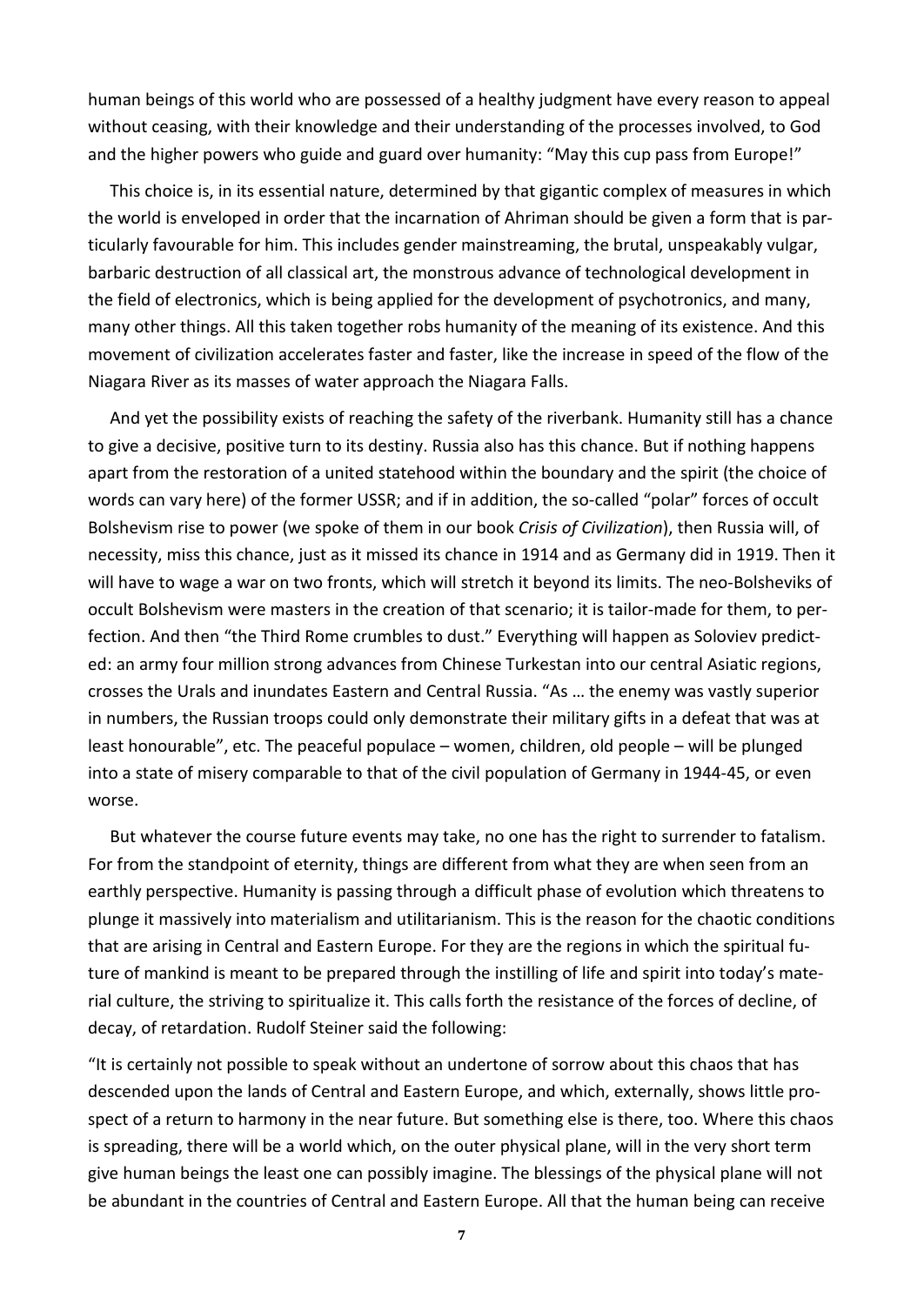human beings of this world who are possessed of a healthy judgment have every reason to appeal without ceasing, with their knowledge and their understanding of the processes involved, to God and the higher powers who guide and guard over humanity: “May this cup pass from Europe!”

This choice is, in its essential nature, determined by that gigantic complex of measures in which the world is enveloped in order that the incarnation of Ahriman should be given a form that is particularly favourable for him. This includes gender mainstreaming, the brutal, unspeakably vulgar, barbaric destruction of all classical art, the monstrous advance of technological development in the field of electronics, which is being applied for the development of psychotronics, and many, many other things. All this taken together robs humanity of the meaning of its existence. And this movement of civilization accelerates faster and faster, like the increase in speed of the flow of the Niagara River as its masses of water approach the Niagara Falls.

And yet the possibility exists of reaching the safety of the riverbank. Humanity still has a chance to give a decisive, positive turn to its destiny. Russia also has this chance. But if nothing happens apart from the restoration of a united statehood within the boundary and the spirit (the choice of words can vary here) of the former USSR; and if in addition, the so-called “polar” forces of occult Bolshevism rise to power (we spoke of them in our book *Crisis of Civilization*), then Russia will, of necessity, miss this chance, just as it missed its chance in 1914 and as Germany did in 1919. Then it will have to wage a war on two fronts, which will stretch it beyond its limits. The neo-Bolsheviks of occult Bolshevism were masters in the creation of that scenario; it is tailor-made for them, to perfection. And then “the Third Rome crumbles to dust.” Everything will happen as Soloviev predicted: an army four million strong advances from Chinese Turkestan into our central Asiatic regions, crosses the Urals and inundates Eastern and Central Russia. “As … the enemy was vastly superior in numbers, the Russian troops could only demonstrate their military gifts in a defeat that was at least honourable”, etc. The peaceful populace – women, children, old people – will be plunged into a state of misery comparable to that of the civil population of Germany in 1944-45, or even worse.

But whatever the course future events may take, no one has the right to surrender to fatalism. For from the standpoint of eternity, things are different from what they are when seen from an earthly perspective. Humanity is passing through a difficult phase of evolution which threatens to plunge it massively into materialism and utilitarianism. This is the reason for the chaotic conditions that are arising in Central and Eastern Europe. For they are the regions in which the spiritual future of mankind is meant to be prepared through the instilling of life and spirit into today’s material culture, the striving to spiritualize it. This calls forth the resistance of the forces of decline, of decay, of retardation. Rudolf Steiner said the following:

“It is certainly not possible to speak without an undertone of sorrow about this chaos that has descended upon the lands of Central and Eastern Europe, and which, externally, shows little prospect of a return to harmony in the near future. But something else is there, too. Where this chaos is spreading, there will be a world which, on the outer physical plane, will in the very short term give human beings the least one can possibly imagine. The blessings of the physical plane will not be abundant in the countries of Central and Eastern Europe. All that the human being can receive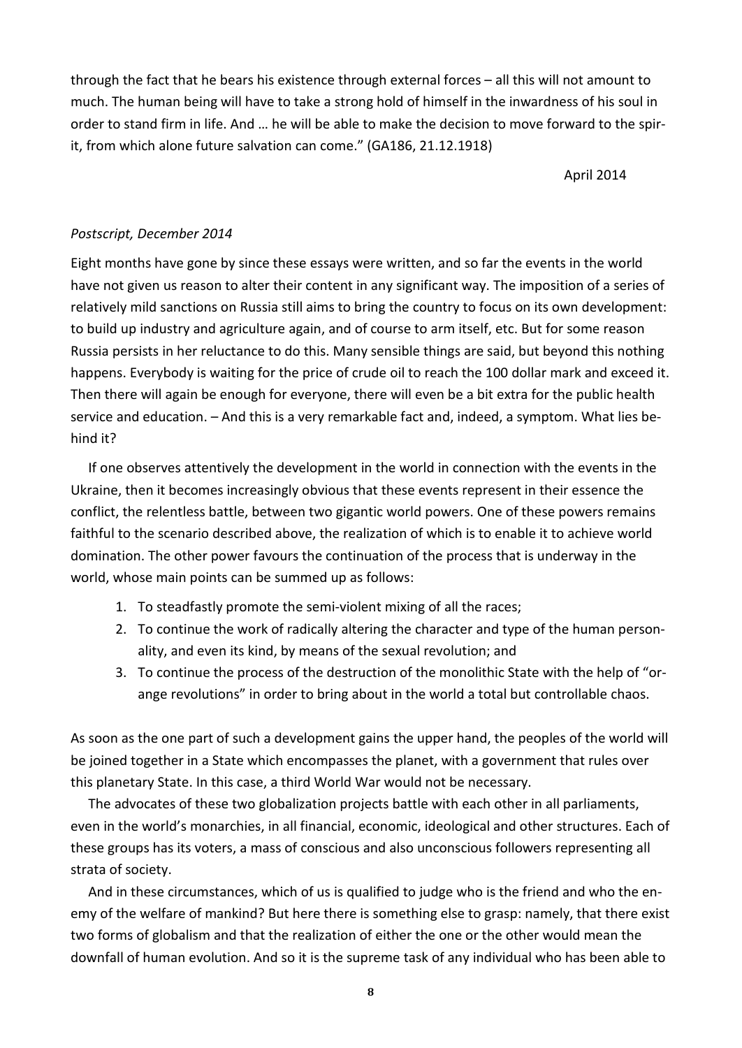through the fact that he bears his existence through external forces – all this will not amount to much. The human being will have to take a strong hold of himself in the inwardness of his soul in order to stand firm in life. And … he will be able to make the decision to move forward to the spirit, from which alone future salvation can come." (GA186, 21.12.1918)

April 2014

*Postscript, December 2014*

Eight months have gone by since these essays were written, and so far the events in the world have not given us reason to alter their content in any significant way. The imposition of a series of relatively mild sanctions on Russia still aims to bring the country to focus on its own development: to build up industry and agriculture again, and of course to arm itself, etc. But for some reason Russia persists in her reluctance to do this. Many sensible things are said, but beyond this nothing happens. Everybody is waiting for the price of crude oil to reach the 100 dollar mark and exceed it. Then there will again be enough for everyone, there will even be a bit extra for the public health service and education. – And this is a very remarkable fact and, indeed, a symptom. What lies behind it?

If one observes attentively the development in the world in connection with the events in the Ukraine, then it becomes increasingly obvious that these events represent in their essence the conflict, the relentless battle, between two gigantic world powers. One of these powers remains faithful to the scenario described above, the realization of which is to enable it to achieve world domination. The other power favours the continuation of the process that is underway in the world, whose main points can be summed up as follows:

1. To steadfastly promote the semi-violent mixing of all the races;
2. To continue the work of radically altering the character and type of the human personality, and even its kind, by means of the sexual revolution; and
3. To continue the process of the destruction of the monolithic State with the help of "orange revolutions" in order to bring about in the world a total but controllable chaos.

As soon as the one part of such a development gains the upper hand, the peoples of the world will be joined together in a State which encompasses the planet, with a government that rules over this planetary State. In this case, a third World War would not be necessary.

The advocates of these two globalization projects battle with each other in all parliaments, even in the world's monarchies, in all financial, economic, ideological and other structures. Each of these groups has its voters, a mass of conscious and also unconscious followers representing all strata of society.

And in these circumstances, which of us is qualified to judge who is the friend and who the enemy of the welfare of mankind? But here there is something else to grasp: namely, that there exist two forms of globalism and that the realization of either the one or the other would mean the downfall of human evolution. And so it is the supreme task of any individual who has been able to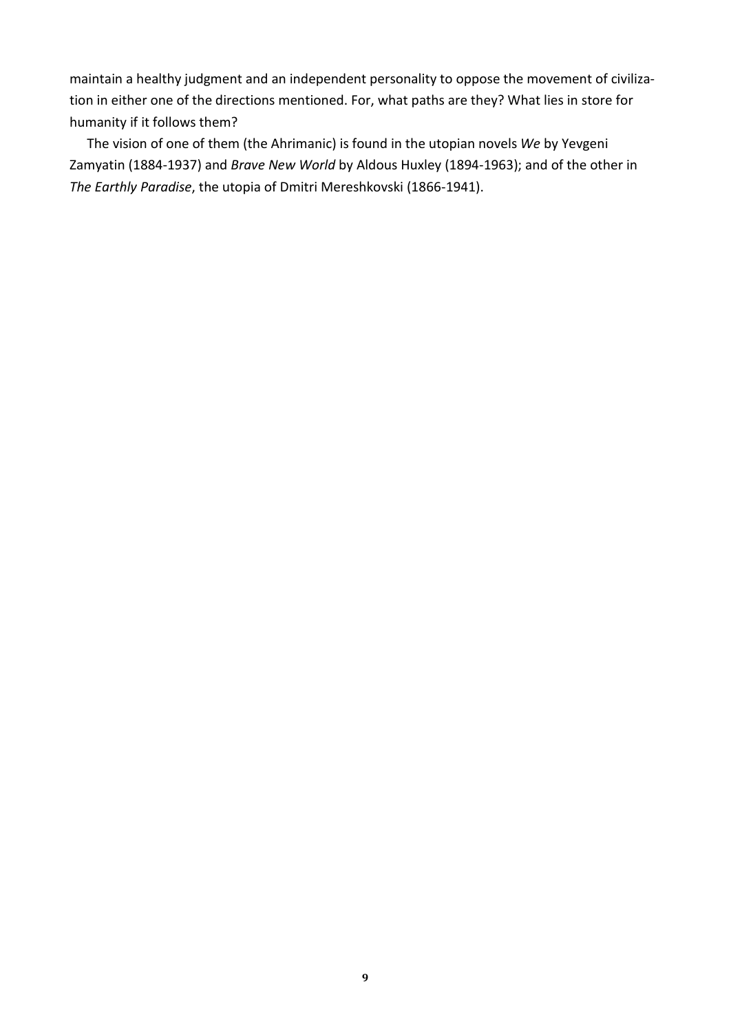maintain a healthy judgment and an independent personality to oppose the movement of civilization in either one of the directions mentioned. For, what paths are they? What lies in store for humanity if it follows them?

The vision of one of them (the Ahrimanic) is found in the utopian novels *We* by Yevgeni Zamyatin (1884-1937) and *Brave New World* by Aldous Huxley (1894-1963); and of the other in *The Earthly Paradise*, the utopia of Dmitri Mereshkovski (1866-1941).